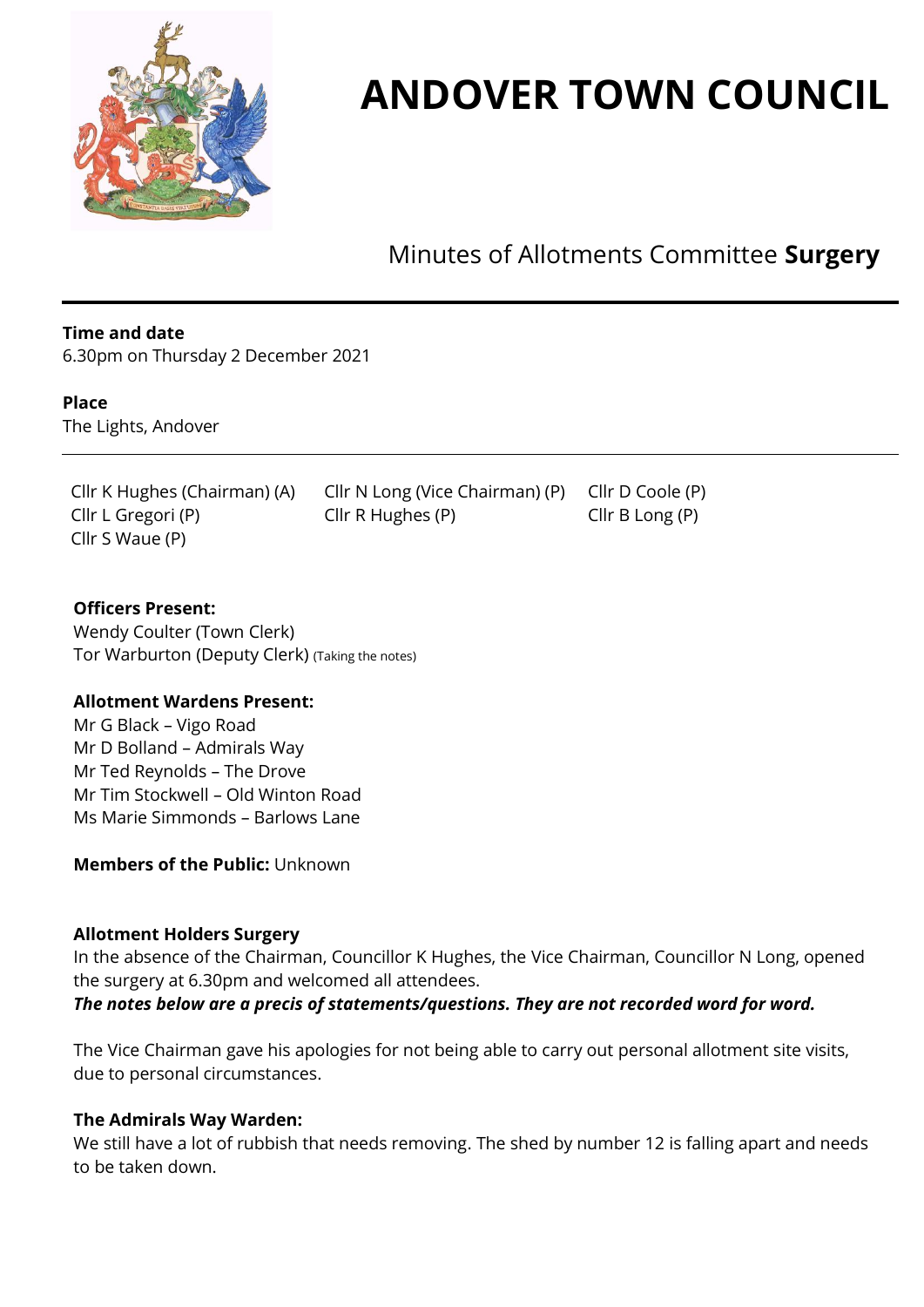# ANDOVER TOWN COUNCIL

## Minutes of Allotments Committee **Surgery**

---

**Time and date**
6.30pm on Thursday 2 December 2021

**Place**
The Lights, Andover

---

Cllr K Hughes (Chairman) (A)
Cllr N Long (Vice Chairman) (P)
Cllr D Coole (P)
Cllr L Gregori (P)
Cllr R Hughes (P)
Cllr B Long (P)
Cllr S Waue (P)

**Officers Present:**
Wendy Coulter (Town Clerk)
Tor Warburton (Deputy Clerk) (Taking the notes)

**Allotment Wardens Present:**
Mr G Black – Vigo Road
Mr D Bolland – Admirals Way
Mr Ted Reynolds – The Drove
Mr Tim Stockwell – Old Winton Road
Ms Marie Simmonds – Barlows Lane

**Members of the Public:** Unknown

**Allotment Holders Surgery**
In the absence of the Chairman, Councillor K Hughes, the Vice Chairman, Councillor N Long, opened the surgery at 6.30pm and welcomed all attendees.
***The notes below are a precis of statements/questions. They are not recorded word for word.***

The Vice Chairman gave his apologies for not being able to carry out personal allotment site visits, due to personal circumstances.

**The Admirals Way Warden:**
We still have a lot of rubbish that needs removing. The shed by number 12 is falling apart and needs to be taken down.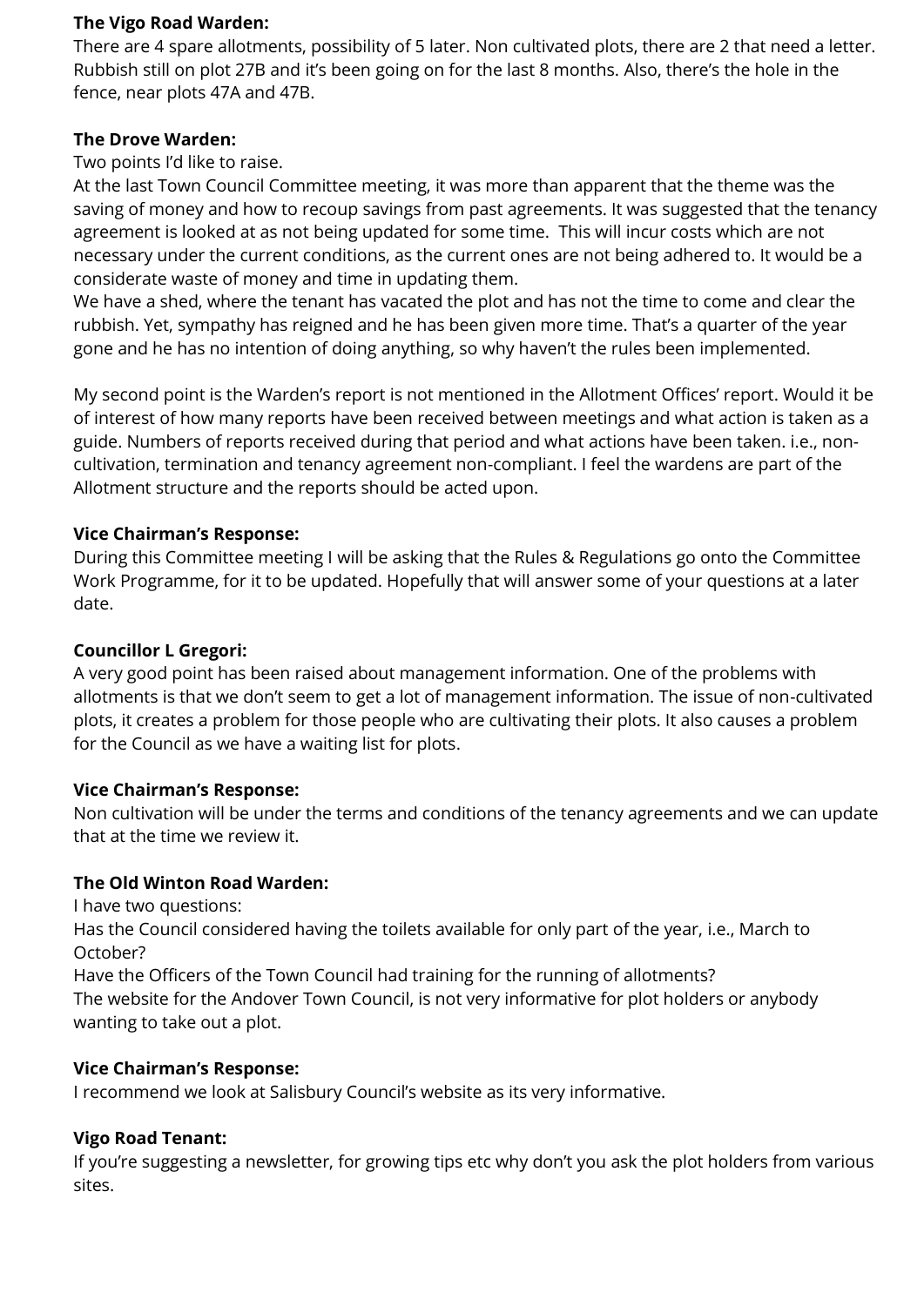**The Vigo Road Warden:**
There are 4 spare allotments, possibility of 5 later. Non cultivated plots, there are 2 that need a letter. Rubbish still on plot 27B and it's been going on for the last 8 months. Also, there's the hole in the fence, near plots 47A and 47B.

**The Drove Warden:**
Two points I'd like to raise.
At the last Town Council Committee meeting, it was more than apparent that the theme was the saving of money and how to recoup savings from past agreements. It was suggested that the tenancy agreement is looked at as not being updated for some time. This will incur costs which are not necessary under the current conditions, as the current ones are not being adhered to. It would be a considerate waste of money and time in updating them.
We have a shed, where the tenant has vacated the plot and has not the time to come and clear the rubbish. Yet, sympathy has reigned and he has been given more time. That's a quarter of the year gone and he has no intention of doing anything, so why haven't the rules been implemented.

My second point is the Warden's report is not mentioned in the Allotment Offices' report. Would it be of interest of how many reports have been received between meetings and what action is taken as a guide. Numbers of reports received during that period and what actions have been taken. i.e., non-cultivation, termination and tenancy agreement non-compliant. I feel the wardens are part of the Allotment structure and the reports should be acted upon.

**Vice Chairman's Response:**
During this Committee meeting I will be asking that the Rules & Regulations go onto the Committee Work Programme, for it to be updated. Hopefully that will answer some of your questions at a later date.

**Councillor L Gregori:**
A very good point has been raised about management information. One of the problems with allotments is that we don't seem to get a lot of management information. The issue of non-cultivated plots, it creates a problem for those people who are cultivating their plots. It also causes a problem for the Council as we have a waiting list for plots.

**Vice Chairman's Response:**
Non cultivation will be under the terms and conditions of the tenancy agreements and we can update that at the time we review it.

**The Old Winton Road Warden:**
I have two questions:
Has the Council considered having the toilets available for only part of the year, i.e., March to October?
Have the Officers of the Town Council had training for the running of allotments?
The website for the Andover Town Council, is not very informative for plot holders or anybody wanting to take out a plot.

**Vice Chairman's Response:**
I recommend we look at Salisbury Council's website as its very informative.

**Vigo Road Tenant:**
If you're suggesting a newsletter, for growing tips etc why don't you ask the plot holders from various sites.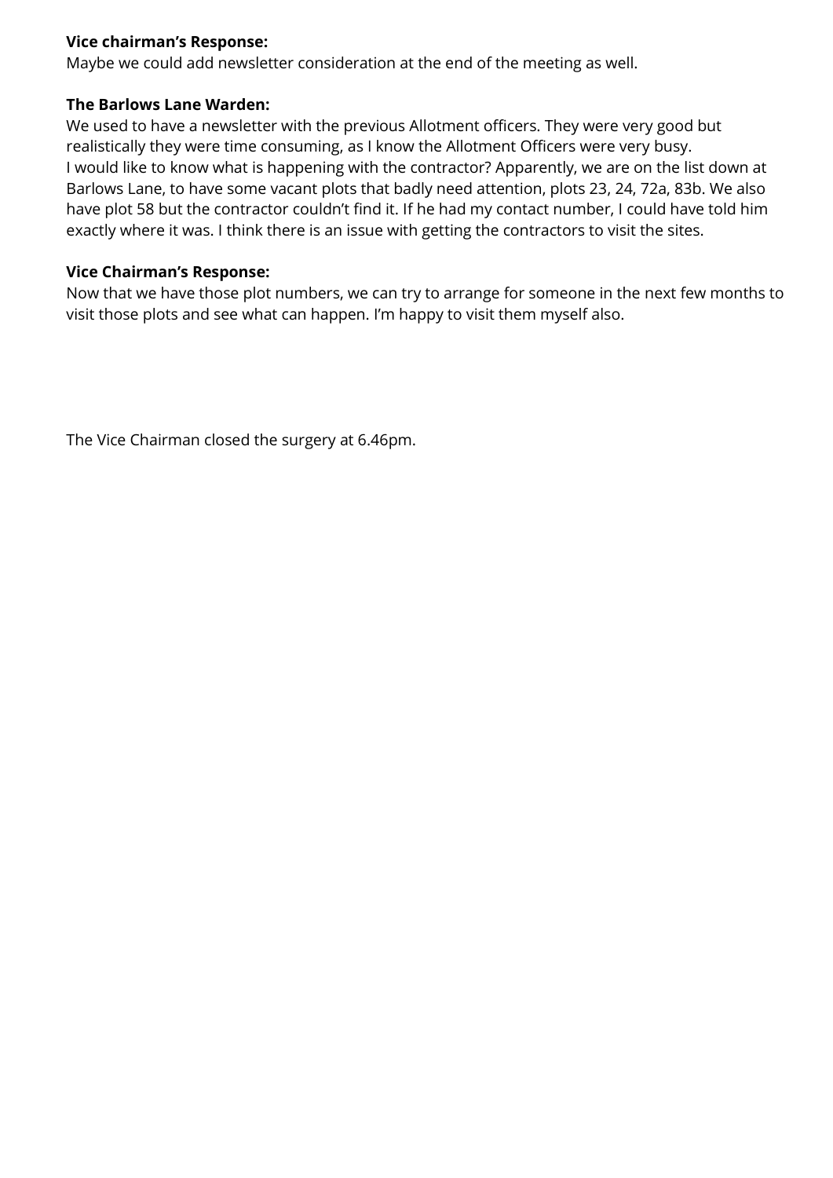**Vice chairman's Response:**
Maybe we could add newsletter consideration at the end of the meeting as well.

**The Barlows Lane Warden:**
We used to have a newsletter with the previous Allotment officers. They were very good but realistically they were time consuming, as I know the Allotment Officers were very busy.
I would like to know what is happening with the contractor? Apparently, we are on the list down at Barlows Lane, to have some vacant plots that badly need attention, plots 23, 24, 72a, 83b. We also have plot 58 but the contractor couldn't find it. If he had my contact number, I could have told him exactly where it was. I think there is an issue with getting the contractors to visit the sites.

**Vice Chairman's Response:**
Now that we have those plot numbers, we can try to arrange for someone in the next few months to visit those plots and see what can happen. I'm happy to visit them myself also.

The Vice Chairman closed the surgery at 6.46pm.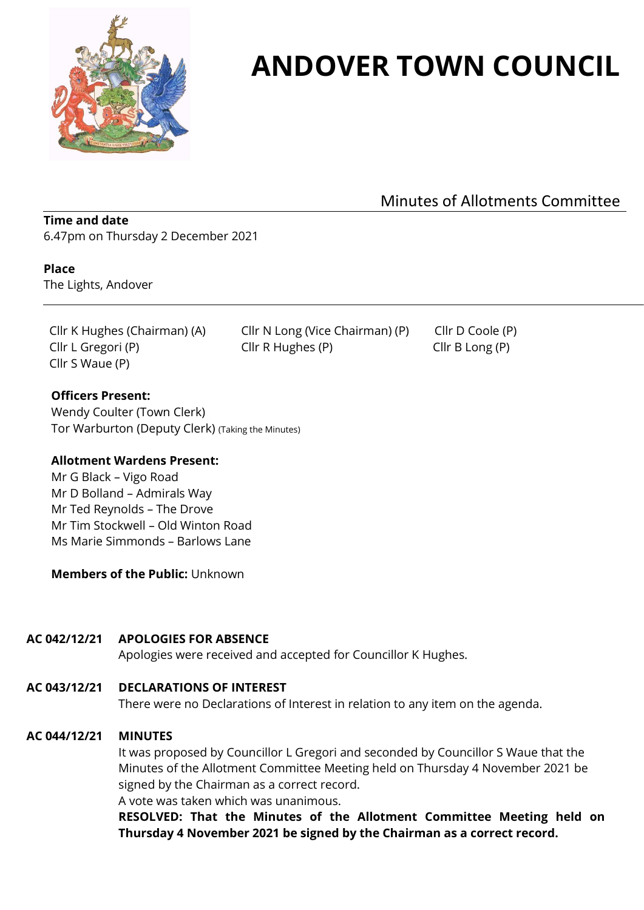# ANDOVER TOWN COUNCIL

## Minutes of Allotments Committee

**Time and date**
6.47pm on Thursday 2 December 2021

**Place**
The Lights, Andover

Cllr K Hughes (Chairman) (A)
Cllr N Long (Vice Chairman) (P)
Cllr D Coole (P)
Cllr L Gregori (P)
Cllr R Hughes (P)
Cllr B Long (P)
Cllr S Waue (P)

**Officers Present:**
Wendy Coulter (Town Clerk)
Tor Warburton (Deputy Clerk) (Taking the Minutes)

**Allotment Wardens Present:**
Mr G Black – Vigo Road
Mr D Bolland – Admirals Way
Mr Ted Reynolds – The Drove
Mr Tim Stockwell – Old Winton Road
Ms Marie Simmonds – Barlows Lane

**Members of the Public:** Unknown

**AC 042/12/21 APOLOGIES FOR ABSENCE**

Apologies were received and accepted for Councillor K Hughes.

**AC 043/12/21 DECLARATIONS OF INTEREST**

There were no Declarations of Interest in relation to any item on the agenda.

**AC 044/12/21 MINUTES**

It was proposed by Councillor L Gregori and seconded by Councillor S Waue that the Minutes of the Allotment Committee Meeting held on Thursday 4 November 2021 be signed by the Chairman as a correct record.

A vote was taken which was unanimous.

**RESOLVED: That the Minutes of the Allotment Committee Meeting held on Thursday 4 November 2021 be signed by the Chairman as a correct record.**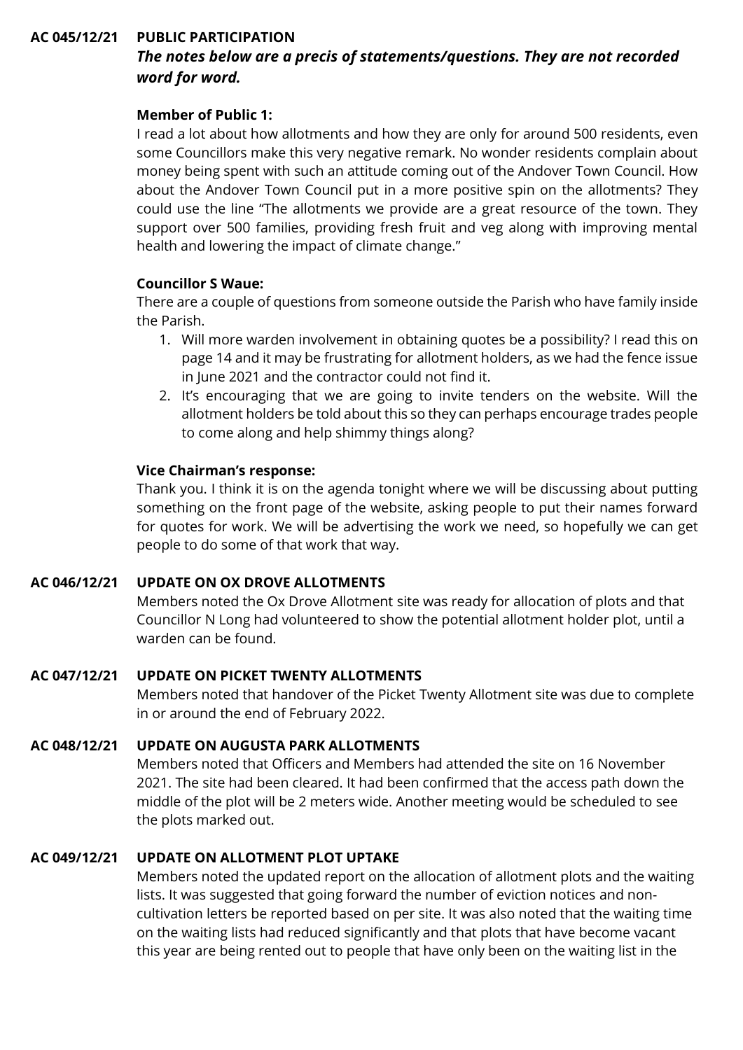**AC 045/12/21 PUBLIC PARTICIPATION**

***The notes below are a precis of statements/questions. They are not recorded word for word.***

**Member of Public 1:**

I read a lot about how allotments and how they are only for around 500 residents, even some Councillors make this very negative remark. No wonder residents complain about money being spent with such an attitude coming out of the Andover Town Council. How about the Andover Town Council put in a more positive spin on the allotments? They could use the line "The allotments we provide are a great resource of the town. They support over 500 families, providing fresh fruit and veg along with improving mental health and lowering the impact of climate change."

**Councillor S Waue:**

There are a couple of questions from someone outside the Parish who have family inside the Parish.

1. Will more warden involvement in obtaining quotes be a possibility? I read this on page 14 and it may be frustrating for allotment holders, as we had the fence issue in June 2021 and the contractor could not find it.
2. It's encouraging that we are going to invite tenders on the website. Will the allotment holders be told about this so they can perhaps encourage trades people to come along and help shimmy things along?

**Vice Chairman's response:**

Thank you. I think it is on the agenda tonight where we will be discussing about putting something on the front page of the website, asking people to put their names forward for quotes for work. We will be advertising the work we need, so hopefully we can get people to do some of that work that way.

**AC 046/12/21 UPDATE ON OX DROVE ALLOTMENTS**

Members noted the Ox Drove Allotment site was ready for allocation of plots and that Councillor N Long had volunteered to show the potential allotment holder plot, until a warden can be found.

**AC 047/12/21 UPDATE ON PICKET TWENTY ALLOTMENTS**

Members noted that handover of the Picket Twenty Allotment site was due to complete in or around the end of February 2022.

**AC 048/12/21 UPDATE ON AUGUSTA PARK ALLOTMENTS**

Members noted that Officers and Members had attended the site on 16 November 2021. The site had been cleared. It had been confirmed that the access path down the middle of the plot will be 2 meters wide. Another meeting would be scheduled to see the plots marked out.

**AC 049/12/21 UPDATE ON ALLOTMENT PLOT UPTAKE**

Members noted the updated report on the allocation of allotment plots and the waiting lists. It was suggested that going forward the number of eviction notices and non-cultivation letters be reported based on per site. It was also noted that the waiting time on the waiting lists had reduced significantly and that plots that have become vacant this year are being rented out to people that have only been on the waiting list in the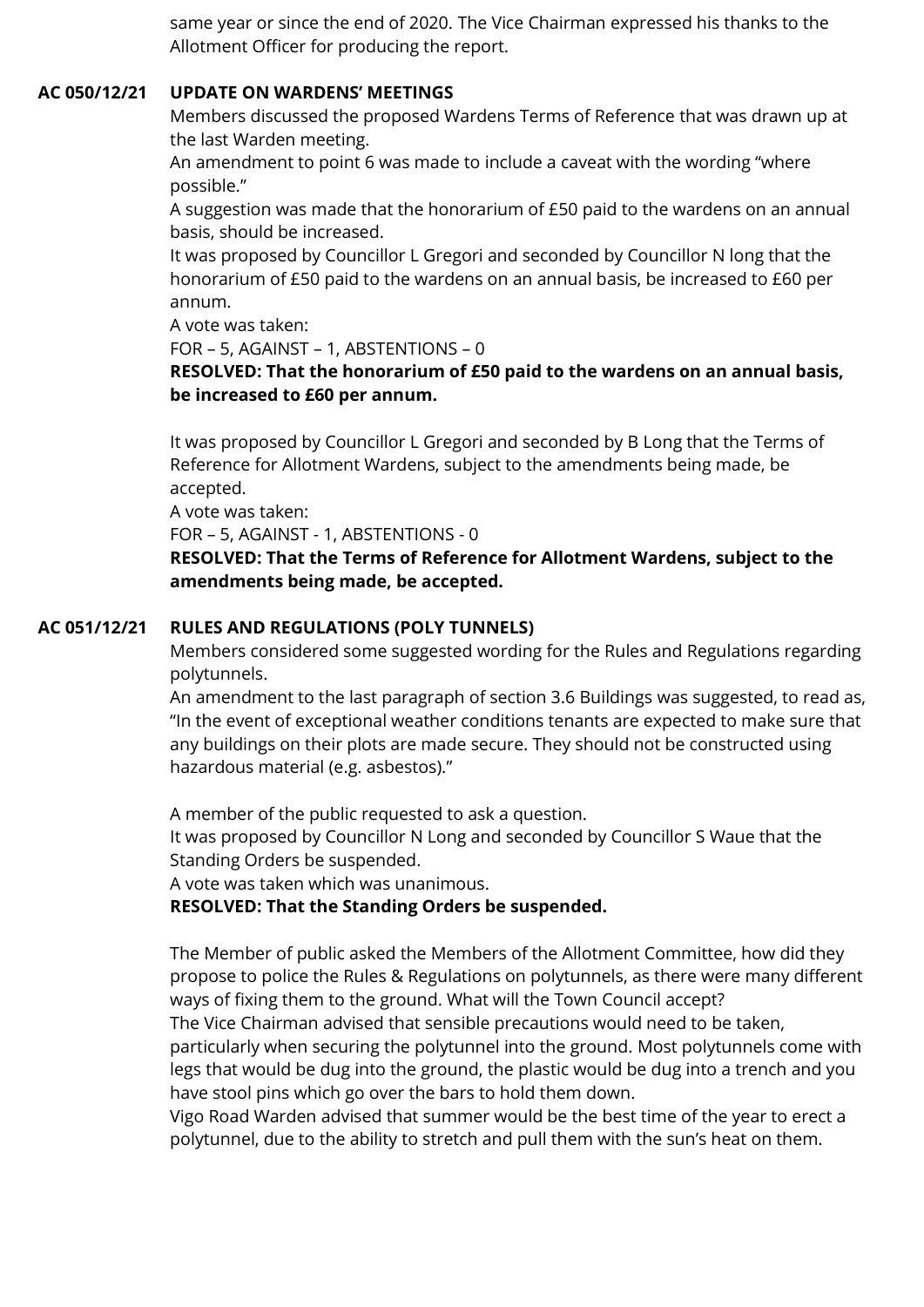same year or since the end of 2020. The Vice Chairman expressed his thanks to the Allotment Officer for producing the report.

**AC 050/12/21 UPDATE ON WARDENS' MEETINGS**

Members discussed the proposed Wardens Terms of Reference that was drawn up at the last Warden meeting.

An amendment to point 6 was made to include a caveat with the wording "where possible."

A suggestion was made that the honorarium of £50 paid to the wardens on an annual basis, should be increased.

It was proposed by Councillor L Gregori and seconded by Councillor N long that the honorarium of £50 paid to the wardens on an annual basis, be increased to £60 per annum.

A vote was taken:

FOR – 5, AGAINST – 1, ABSTENTIONS – 0

**RESOLVED: That the honorarium of £50 paid to the wardens on an annual basis, be increased to £60 per annum.**

It was proposed by Councillor L Gregori and seconded by B Long that the Terms of Reference for Allotment Wardens, subject to the amendments being made, be accepted.

A vote was taken:

FOR – 5, AGAINST - 1, ABSTENTIONS - 0

**RESOLVED: That the Terms of Reference for Allotment Wardens, subject to the amendments being made, be accepted.**

**AC 051/12/21 RULES AND REGULATIONS (POLY TUNNELS)**

Members considered some suggested wording for the Rules and Regulations regarding polytunnels.

An amendment to the last paragraph of section 3.6 Buildings was suggested, to read as, "In the event of exceptional weather conditions tenants are expected to make sure that any buildings on their plots are made secure. They should not be constructed using hazardous material (e.g. asbestos)."

A member of the public requested to ask a question.

It was proposed by Councillor N Long and seconded by Councillor S Waue that the Standing Orders be suspended.

A vote was taken which was unanimous.

**RESOLVED: That the Standing Orders be suspended.**

The Member of public asked the Members of the Allotment Committee, how did they propose to police the Rules & Regulations on polytunnels, as there were many different ways of fixing them to the ground. What will the Town Council accept?

The Vice Chairman advised that sensible precautions would need to be taken, particularly when securing the polytunnel into the ground. Most polytunnels come with legs that would be dug into the ground, the plastic would be dug into a trench and you have stool pins which go over the bars to hold them down.

Vigo Road Warden advised that summer would be the best time of the year to erect a polytunnel, due to the ability to stretch and pull them with the sun's heat on them.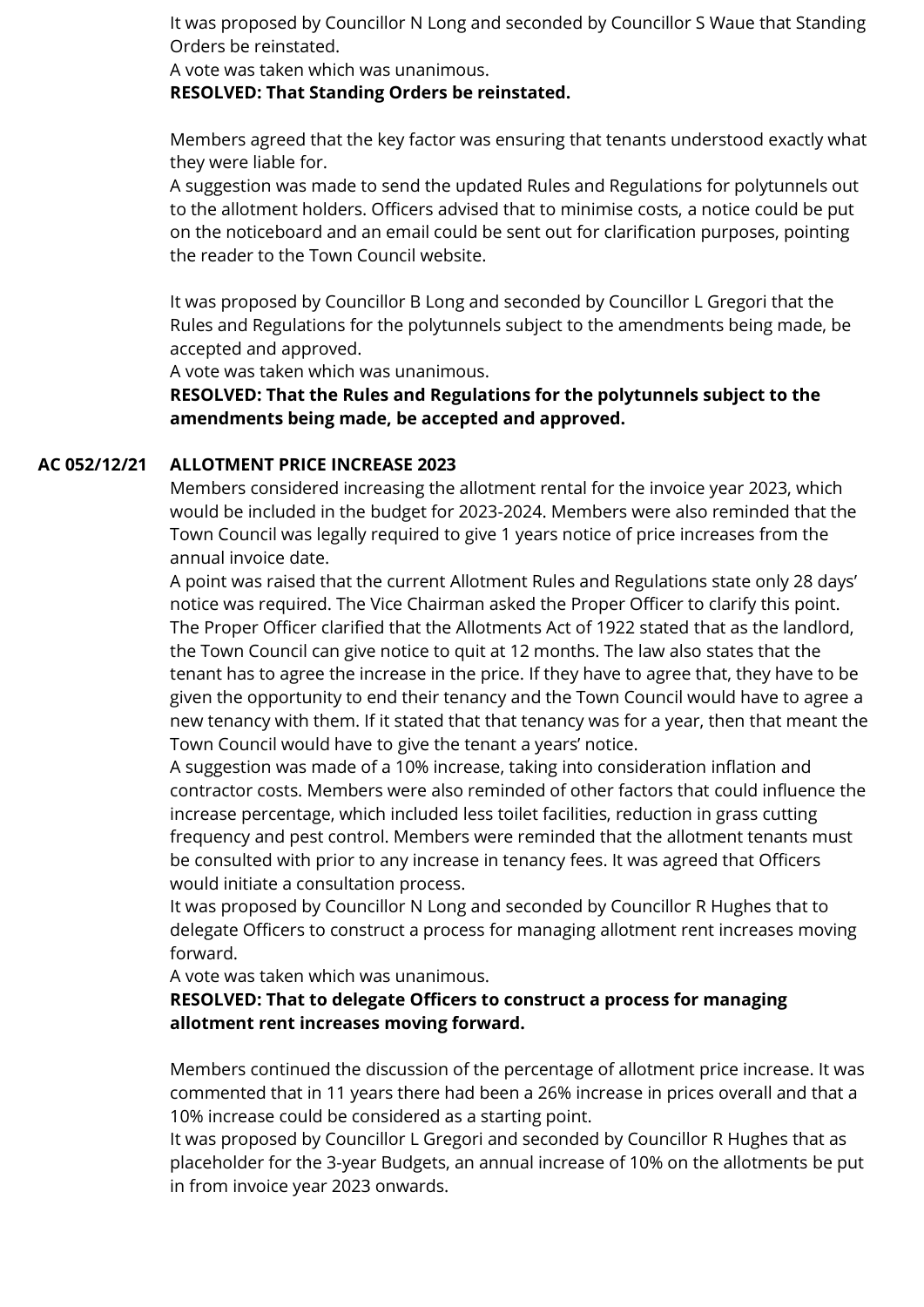It was proposed by Councillor N Long and seconded by Councillor S Waue that Standing Orders be reinstated.
A vote was taken which was unanimous.
**RESOLVED: That Standing Orders be reinstated.**

Members agreed that the key factor was ensuring that tenants understood exactly what they were liable for.
A suggestion was made to send the updated Rules and Regulations for polytunnels out to the allotment holders. Officers advised that to minimise costs, a notice could be put on the noticeboard and an email could be sent out for clarification purposes, pointing the reader to the Town Council website.

It was proposed by Councillor B Long and seconded by Councillor L Gregori that the Rules and Regulations for the polytunnels subject to the amendments being made, be accepted and approved.
A vote was taken which was unanimous.
**RESOLVED: That the Rules and Regulations for the polytunnels subject to the amendments being made, be accepted and approved.**

**AC 052/12/21 ALLOTMENT PRICE INCREASE 2023**

Members considered increasing the allotment rental for the invoice year 2023, which would be included in the budget for 2023-2024. Members were also reminded that the Town Council was legally required to give 1 years notice of price increases from the annual invoice date.
A point was raised that the current Allotment Rules and Regulations state only 28 days' notice was required. The Vice Chairman asked the Proper Officer to clarify this point. The Proper Officer clarified that the Allotments Act of 1922 stated that as the landlord, the Town Council can give notice to quit at 12 months. The law also states that the tenant has to agree the increase in the price. If they have to agree that, they have to be given the opportunity to end their tenancy and the Town Council would have to agree a new tenancy with them. If it stated that that tenancy was for a year, then that meant the Town Council would have to give the tenant a years' notice.
A suggestion was made of a 10% increase, taking into consideration inflation and contractor costs. Members were also reminded of other factors that could influence the increase percentage, which included less toilet facilities, reduction in grass cutting frequency and pest control. Members were reminded that the allotment tenants must be consulted with prior to any increase in tenancy fees. It was agreed that Officers would initiate a consultation process.
It was proposed by Councillor N Long and seconded by Councillor R Hughes that to delegate Officers to construct a process for managing allotment rent increases moving forward.
A vote was taken which was unanimous.
**RESOLVED: That to delegate Officers to construct a process for managing allotment rent increases moving forward.**

Members continued the discussion of the percentage of allotment price increase. It was commented that in 11 years there had been a 26% increase in prices overall and that a 10% increase could be considered as a starting point.
It was proposed by Councillor L Gregori and seconded by Councillor R Hughes that as placeholder for the 3-year Budgets, an annual increase of 10% on the allotments be put in from invoice year 2023 onwards.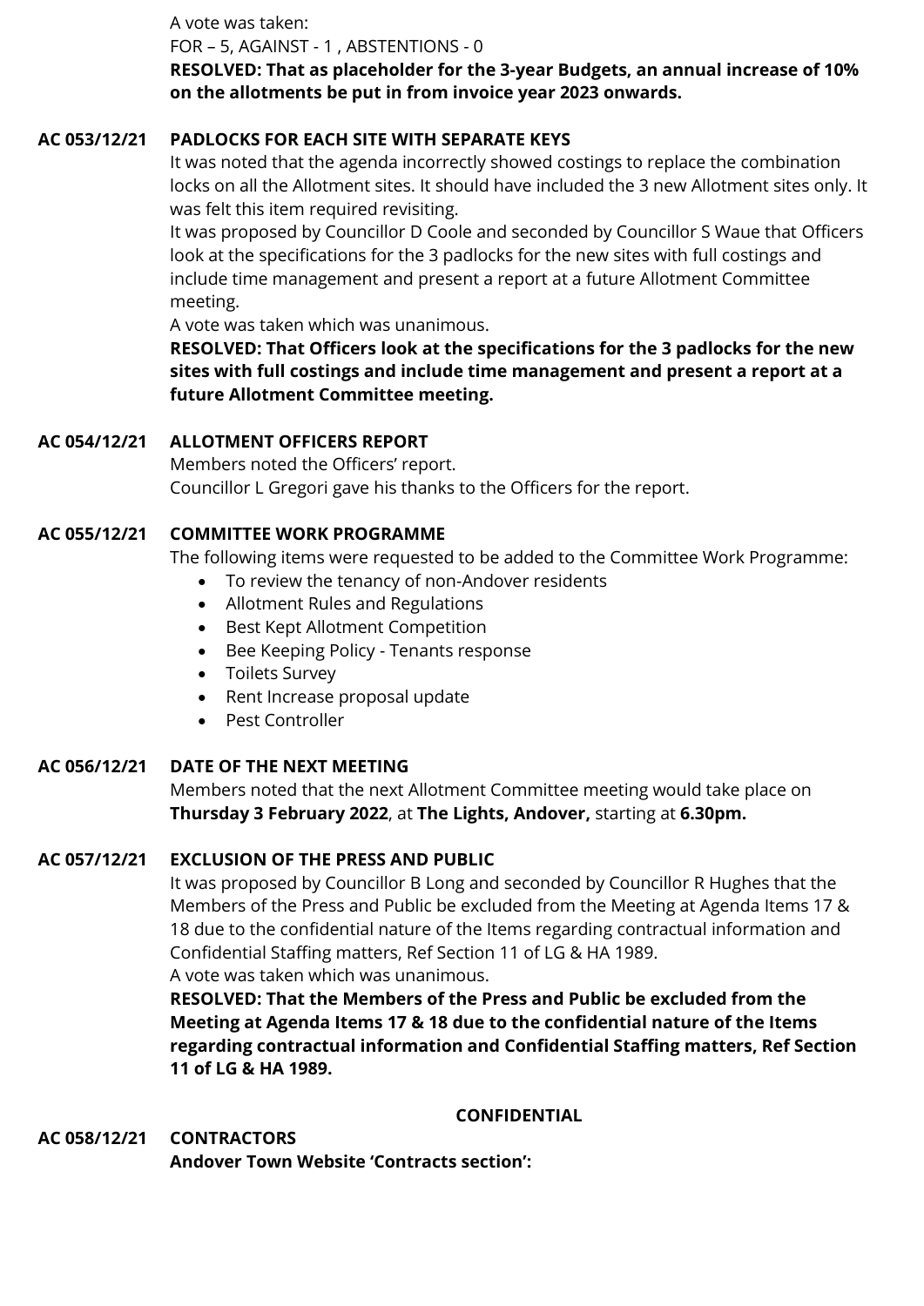A vote was taken:
FOR – 5, AGAINST - 1 , ABSTENTIONS - 0
**RESOLVED: That as placeholder for the 3-year Budgets, an annual increase of 10% on the allotments be put in from invoice year 2023 onwards.**

**AC 053/12/21 PADLOCKS FOR EACH SITE WITH SEPARATE KEYS**

It was noted that the agenda incorrectly showed costings to replace the combination locks on all the Allotment sites. It should have included the 3 new Allotment sites only. It was felt this item required revisiting.
It was proposed by Councillor D Coole and seconded by Councillor S Waue that Officers look at the specifications for the 3 padlocks for the new sites with full costings and include time management and present a report at a future Allotment Committee meeting.
A vote was taken which was unanimous.
**RESOLVED: That Officers look at the specifications for the 3 padlocks for the new sites with full costings and include time management and present a report at a future Allotment Committee meeting.**

**AC 054/12/21 ALLOTMENT OFFICERS REPORT**

Members noted the Officers' report.
Councillor L Gregori gave his thanks to the Officers for the report.

**AC 055/12/21 COMMITTEE WORK PROGRAMME**

The following items were requested to be added to the Committee Work Programme:

- To review the tenancy of non-Andover residents
- Allotment Rules and Regulations
- Best Kept Allotment Competition
- Bee Keeping Policy - Tenants response
- Toilets Survey
- Rent Increase proposal update
- Pest Controller

**AC 056/12/21 DATE OF THE NEXT MEETING**

Members noted that the next Allotment Committee meeting would take place on **Thursday 3 February 2022**, at **The Lights, Andover,** starting at **6.30pm.**

**AC 057/12/21 EXCLUSION OF THE PRESS AND PUBLIC**

It was proposed by Councillor B Long and seconded by Councillor R Hughes that the Members of the Press and Public be excluded from the Meeting at Agenda Items 17 & 18 due to the confidential nature of the Items regarding contractual information and Confidential Staffing matters, Ref Section 11 of LG & HA 1989.
A vote was taken which was unanimous.
**RESOLVED: That the Members of the Press and Public be excluded from the Meeting at Agenda Items 17 & 18 due to the confidential nature of the Items regarding contractual information and Confidential Staffing matters, Ref Section 11 of LG & HA 1989.**

**CONFIDENTIAL**

**AC 058/12/21 CONTRACTORS**

**Andover Town Website 'Contracts section':**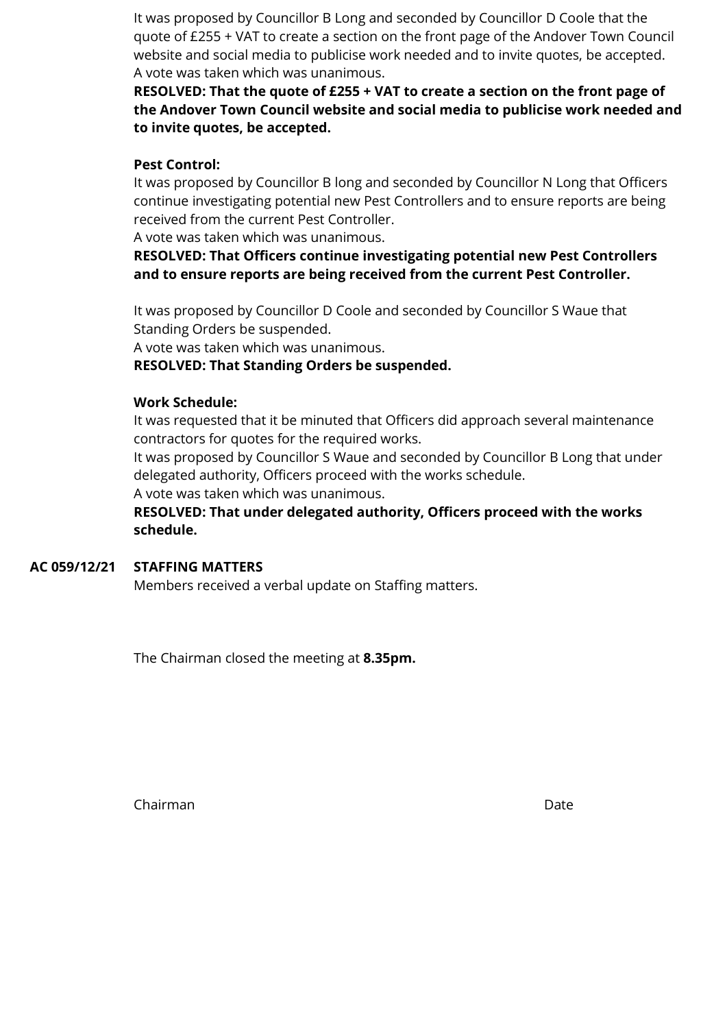It was proposed by Councillor B Long and seconded by Councillor D Coole that the quote of £255 + VAT to create a section on the front page of the Andover Town Council website and social media to publicise work needed and to invite quotes, be accepted.
A vote was taken which was unanimous.
**RESOLVED: That the quote of £255 + VAT to create a section on the front page of the Andover Town Council website and social media to publicise work needed and to invite quotes, be accepted.**

**Pest Control:**
It was proposed by Councillor B long and seconded by Councillor N Long that Officers continue investigating potential new Pest Controllers and to ensure reports are being received from the current Pest Controller.
A vote was taken which was unanimous.
**RESOLVED: That Officers continue investigating potential new Pest Controllers and to ensure reports are being received from the current Pest Controller.**

It was proposed by Councillor D Coole and seconded by Councillor S Waue that Standing Orders be suspended.
A vote was taken which was unanimous.
**RESOLVED: That Standing Orders be suspended.**

**Work Schedule:**
It was requested that it be minuted that Officers did approach several maintenance contractors for quotes for the required works.
It was proposed by Councillor S Waue and seconded by Councillor B Long that under delegated authority, Officers proceed with the works schedule.
A vote was taken which was unanimous.
**RESOLVED: That under delegated authority, Officers proceed with the works schedule.**

**AC 059/12/21 STAFFING MATTERS**
Members received a verbal update on Staffing matters.

The Chairman closed the meeting at **8.35pm.**

Chairman Date